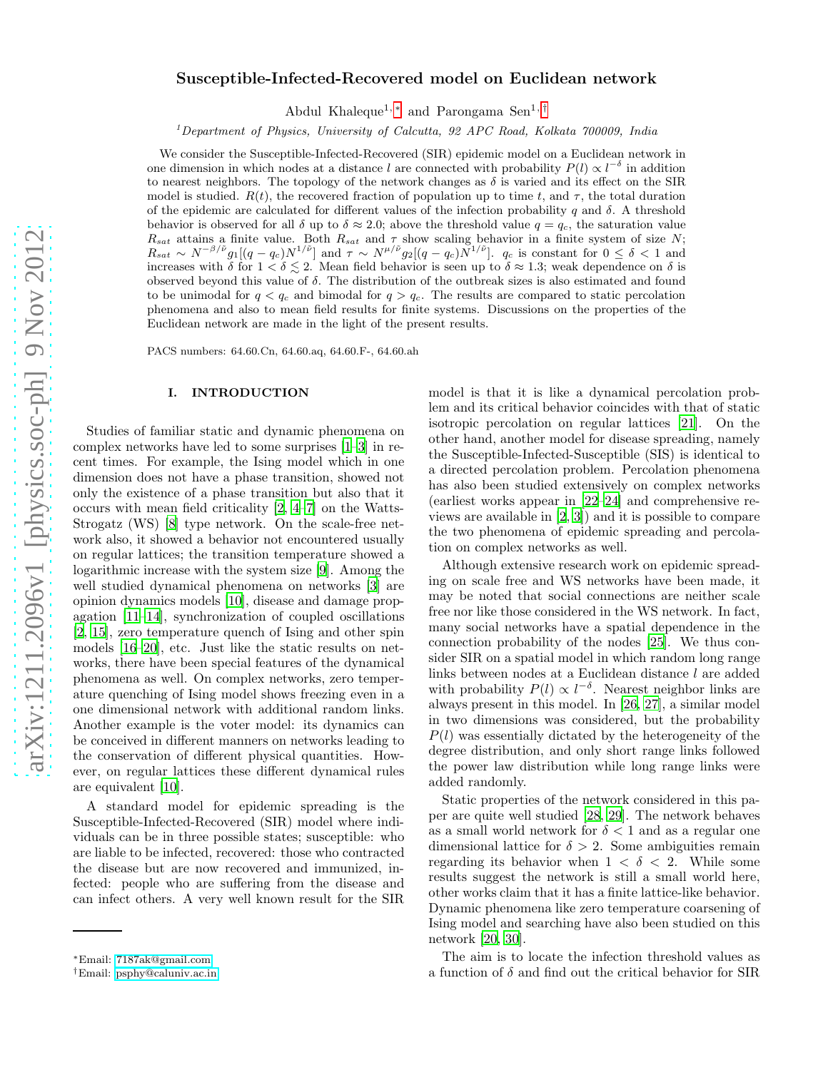# Susceptible-Infected-Recovered model on Euclidean network

Abdul Khaleque[1,*] and Parongama Sen[1,†]

[1]*Department of Physics, University of Calcutta, 92 APC Road, Kolkata 700009, India*

We consider the Susceptible-Infected-Recovered (SIR) epidemic model on a Euclidean network in one dimension in which nodes at a distance $l$ are connected with probability $P(l) \propto l^{-\delta}$ in addition to nearest neighbors. The topology of the network changes as $\delta$ is varied and its effect on the SIR model is studied. $R(t)$, the recovered fraction of population up to time $t$, and $\tau$, the total duration of the epidemic are calculated for different values of the infection probability $q$ and $\delta$. A threshold behavior is observed for all $\delta$ up to $\delta \approx 2.0$; above the threshold value $q = q_c$, the saturation value $R_{sat}$ attains a finite value. Both $R_{sat}$ and $\tau$ show scaling behavior in a finite system of size $N$; $R_{sat} \sim N^{-\beta/\tilde{\nu}} g_1[(q - q_c)N^{1/\tilde{\nu}}]$ and $\tau \sim N^{\mu/\tilde{\nu}} g_2[(q - q_c)N^{1/\tilde{\nu}}]$. $q_c$ is constant for $0 \leq \delta < 1$ and increases with $\delta$ for $1 < \delta \lesssim 2$. Mean field behavior is seen up to $\delta \approx 1.3$; weak dependence on $\delta$ is observed beyond this value of $\delta$. The distribution of the outbreak sizes is also estimated and found to be unimodal for $q < q_c$ and bimodal for $q > q_c$. The results are compared to static percolation phenomena and also to mean field results for finite systems. Discussions on the properties of the Euclidean network are made in the light of the present results.

PACS numbers: 64.60.Cn, 64.60.aq, 64.60.F-, 64.60.ah

## I. INTRODUCTION

Studies of familiar static and dynamic phenomena on complex networks have led to some surprises [1–3] in recent times. For example, the Ising model which in one dimension does not have a phase transition, showed not only the existence of a phase transition but also that it occurs with mean field criticality [2, 4–7] on the Watts-Strogatz (WS) [8] type network. On the scale-free network also, it showed a behavior not encountered usually on regular lattices; the transition temperature showed a logarithmic increase with the system size [9]. Among the well studied dynamical phenomena on networks [3] are opinion dynamics models [10], disease and damage propagation [11–14], synchronization of coupled oscillations [2, 15], zero temperature quench of Ising and other spin models [16–20], etc. Just like the static results on networks, there have been special features of the dynamical phenomena as well. On complex networks, zero temperature quenching of Ising model shows freezing even in a one dimensional network with additional random links. Another example is the voter model: its dynamics can be conceived in different manners on networks leading to the conservation of different physical quantities. However, on regular lattices these different dynamical rules are equivalent [10].

A standard model for epidemic spreading is the Susceptible-Infected-Recovered (SIR) model where individuals can be in three possible states; susceptible: who are liable to be infected, recovered: those who contracted the disease but are now recovered and immunized, infected: people who are suffering from the disease and can infect others. A very well known result for the SIR model is that it is like a dynamical percolation problem and its critical behavior coincides with that of static isotropic percolation on regular lattices [21]. On the other hand, another model for disease spreading, namely the Susceptible-Infected-Susceptible (SIS) is identical to a directed percolation problem. Percolation phenomena has also been studied extensively on complex networks (earliest works appear in [22–24] and comprehensive reviews are available in [2, 3]) and it is possible to compare the two phenomena of epidemic spreading and percolation on complex networks as well.

Although extensive research work on epidemic spreading on scale free and WS networks have been made, it may be noted that social connections are neither scale free nor like those considered in the WS network. In fact, many social networks have a spatial dependence in the connection probability of the nodes [25]. We thus consider SIR on a spatial model in which random long range links between nodes at a Euclidean distance $l$ are added with probability $P(l) \propto l^{-\delta}$. Nearest neighbor links are always present in this model. In [26, 27], a similar model in two dimensions was considered, but the probability $P(l)$ was essentially dictated by the heterogeneity of the degree distribution, and only short range links followed the power law distribution while long range links were added randomly.

Static properties of the network considered in this paper are quite well studied [28, 29]. The network behaves as a small world network for $\delta < 1$ and as a regular one dimensional lattice for $\delta > 2$. Some ambiguities remain regarding its behavior when $1 < \delta < 2$. While some results suggest the network is still a small world here, other works claim that it has a finite lattice-like behavior. Dynamic phenomena like zero temperature coarsening of Ising model and searching have also been studied on this network [20, 30].

The aim is to locate the infection threshold values as a function of $\delta$ and find out the critical behavior for SIR

---

*Email: 7187ak@gmail.com
†Email: psphy@caluniv.ac.in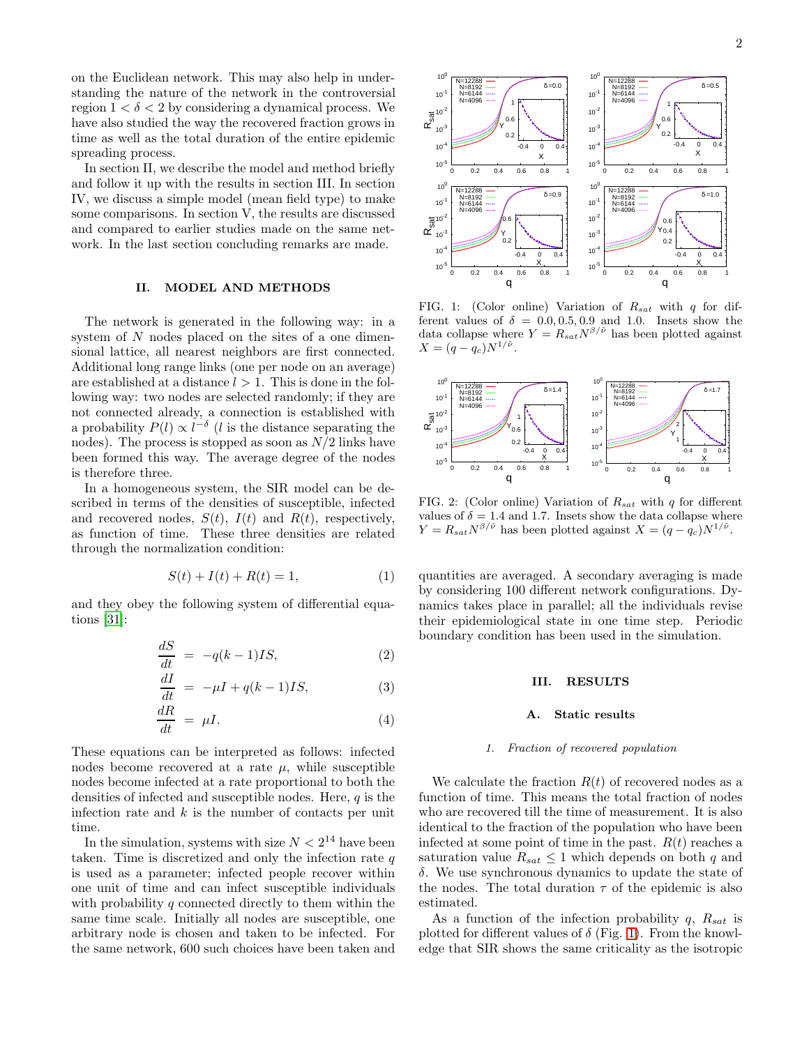on the Euclidean network. This may also help in understanding the nature of the network in the controversial region $1 < \delta < 2$ by considering a dynamical process. We have also studied the way the recovered fraction grows in time as well as the total duration of the entire epidemic spreading process.

In section II, we describe the model and method briefly and follow it up with the results in section III. In section IV, we discuss a simple model (mean field type) to make some comparisons. In section V, the results are discussed and compared to earlier studies made on the same network. In the last section concluding remarks are made.

## II. MODEL AND METHODS

The network is generated in the following way: in a system of $N$ nodes placed on the sites of a one dimensional lattice, all nearest neighbors are first connected. Additional long range links (one per node on an average) are established at a distance $l > 1$. This is done in the following way: two nodes are selected randomly; if they are not connected already, a connection is established with a probability $P(l) \propto l^{-\delta}$ ($l$ is the distance separating the nodes). The process is stopped as soon as $N/2$ links have been formed this way. The average degree of the nodes is therefore three.

In a homogeneous system, the SIR model can be described in terms of the densities of susceptible, infected and recovered nodes, $S(t)$, $I(t)$ and $R(t)$, respectively, as function of time. These three densities are related through the normalization condition:

$$S(t) + I(t) + R(t) = 1, \tag{1}$$

and they obey the following system of differential equations [31]:

$$\frac{dS}{dt} = -q(k-1)IS, \tag{2}$$

$$\frac{dI}{dt} = -\mu I + q(k-1)IS, \tag{3}$$

$$\frac{dR}{dt} = \mu I. \tag{4}$$

These equations can be interpreted as follows: infected nodes become recovered at a rate $\mu$, while susceptible nodes become infected at a rate proportional to both the densities of infected and susceptible nodes. Here, $q$ is the infection rate and $k$ is the number of contacts per unit time.

In the simulation, systems with size $N < 2^{14}$ have been taken. Time is discretized and only the infection rate $q$ is used as a parameter; infected people recover within one unit of time and can infect susceptible individuals with probability $q$ connected directly to them within the same time scale. Initially all nodes are susceptible, one arbitrary node is chosen and taken to be infected. For the same network, 600 such choices have been taken and quantities are averaged. A secondary averaging is made by considering 100 different network configurations. Dynamics takes place in parallel; all the individuals revise their epidemiological state in one time step. Periodic boundary condition has been used in the simulation.

FIG. 1: (Color online) Variation of $R_{sat}$ with $q$ for different values of $\delta = 0.0, 0.5, 0.9$ and $1.0$. Insets show the data collapse where $Y = R_{sat}N^{\beta/\tilde{\nu}}$ has been plotted against $X = (q - q_c)N^{1/\tilde{\nu}}$.

FIG. 2: (Color online) Variation of $R_{sat}$ with $q$ for different values of $\delta = 1.4$ and $1.7$. Insets show the data collapse where $Y = R_{sat}N^{\beta/\tilde{\nu}}$ has been plotted against $X = (q - q_c)N^{1/\tilde{\nu}}$.

## III. RESULTS

### A. Static results

#### 1. Fraction of recovered population

We calculate the fraction $R(t)$ of recovered nodes as a function of time. This means the total fraction of nodes who are recovered till the time of measurement. It is also identical to the fraction of the population who have been infected at some point of time in the past. $R(t)$ reaches a saturation value $R_{sat} \leq 1$ which depends on both $q$ and $\delta$. We use synchronous dynamics to update the state of the nodes. The total duration $\tau$ of the epidemic is also estimated.

As a function of the infection probability $q$, $R_{sat}$ is plotted for different values of $\delta$ (Fig. 1). From the knowledge that SIR shows the same criticality as the isotropic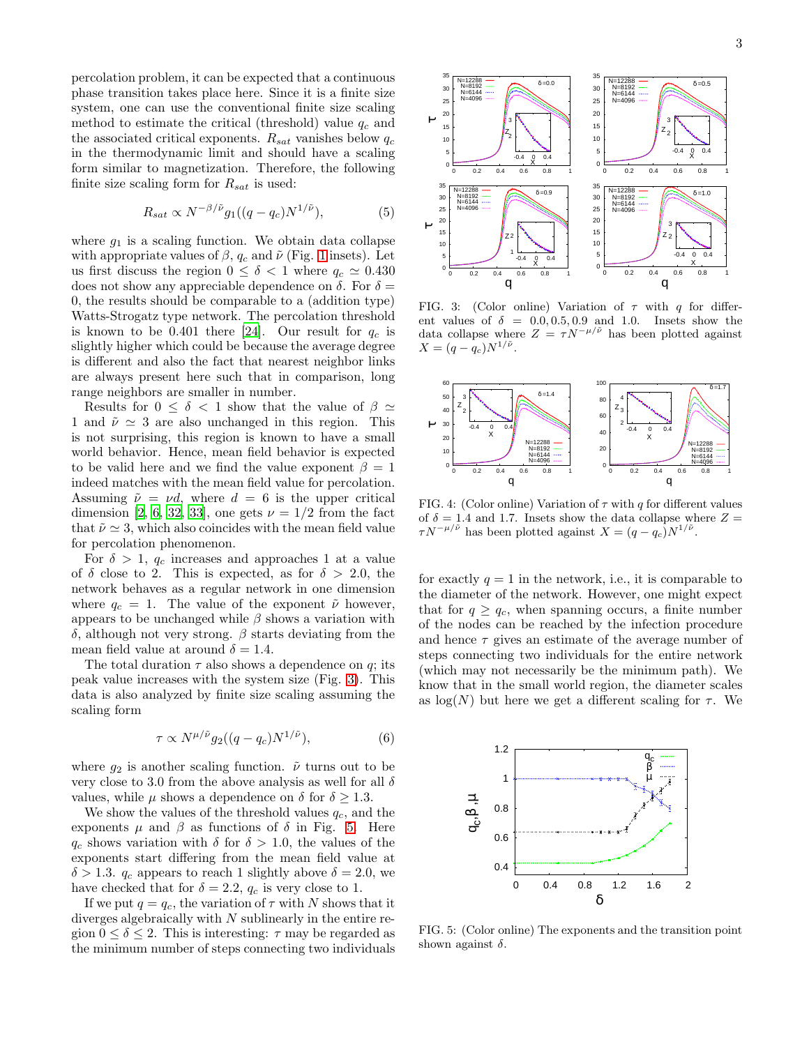percolation problem, it can be expected that a continuous phase transition takes place here. Since it is a finite size system, one can use the conventional finite size scaling method to estimate the critical (threshold) value $q_c$ and the associated critical exponents. $R_{sat}$ vanishes below $q_c$ in the thermodynamic limit and should have a scaling form similar to magnetization. Therefore, the following finite size scaling form for $R_{sat}$ is used:

$$R_{sat} \propto N^{-\beta/\tilde{\nu}} g_1((q - q_c)N^{1/\tilde{\nu}}), \tag{5}$$

where $g_1$ is a scaling function. We obtain data collapse with appropriate values of $\beta$, $q_c$ and $\tilde{\nu}$ (Fig. 1 insets). Let us first discuss the region $0 \leq \delta < 1$ where $q_c \simeq 0.430$ does not show any appreciable dependence on $\delta$. For $\delta = 0$, the results should be comparable to a (addition type) Watts-Strogatz type network. The percolation threshold is known to be 0.401 there [24]. Our result for $q_c$ is slightly higher which could be because the average degree is different and also the fact that nearest neighbor links are always present here such that in comparison, long range neighbors are smaller in number.

Results for $0 \leq \delta < 1$ show that the value of $\beta \simeq 1$ and $\tilde{\nu} \simeq 3$ are also unchanged in this region. This is not surprising, this region is known to have a small world behavior. Hence, mean field behavior is expected to be valid here and we find the value exponent $\beta = 1$ indeed matches with the mean field value for percolation. Assuming $\tilde{\nu} = \nu d$, where $d = 6$ is the upper critical dimension [2, 6, 32, 33], one gets $\nu = 1/2$ from the fact that $\tilde{\nu} \simeq 3$, which also coincides with the mean field value for percolation phenomenon.

For $\delta > 1$, $q_c$ increases and approaches 1 at a value of $\delta$ close to 2. This is expected, as for $\delta > 2.0$, the network behaves as a regular network in one dimension where $q_c = 1$. The value of the exponent $\tilde{\nu}$ however, appears to be unchanged while $\beta$ shows a variation with $\delta$, although not very strong. $\beta$ starts deviating from the mean field value at around $\delta = 1.4$.

The total duration $\tau$ also shows a dependence on $q$; its peak value increases with the system size (Fig. 3). This data is also analyzed by finite size scaling assuming the scaling form

$$\tau \propto N^{\mu/\tilde{\nu}} g_2((q - q_c)N^{1/\tilde{\nu}}), \tag{6}$$

where $g_2$ is another scaling function. $\tilde{\nu}$ turns out to be very close to 3.0 from the above analysis as well for all $\delta$ values, while $\mu$ shows a dependence on $\delta$ for $\delta \geq 1.3$.

We show the values of the threshold values $q_c$, and the exponents $\mu$ and $\beta$ as functions of $\delta$ in Fig. 5. Here $q_c$ shows variation with $\delta$ for $\delta > 1.0$, the values of the exponents start differing from the mean field value at $\delta > 1.3$. $q_c$ appears to reach 1 slightly above $\delta = 2.0$, we have checked that for $\delta = 2.2$, $q_c$ is very close to 1.

If we put $q = q_c$, the variation of $\tau$ with $N$ shows that it diverges algebraically with $N$ sublinearly in the entire region $0 \leq \delta \leq 2$. This is interesting: $\tau$ may be regarded as the minimum number of steps connecting two individuals for exactly $q = 1$ in the network, i.e., it is comparable to the diameter of the network. However, one might expect that for $q \geq q_c$, when spanning occurs, a finite number of the nodes can be reached by the infection procedure and hence $\tau$ gives an estimate of the average number of steps connecting two individuals for the entire network (which may not necessarily be the minimum path). We know that in the small world region, the diameter scales as $\log(N)$ but here we get a different scaling for $\tau$. We

FIG. 3: (Color online) Variation of $\tau$ with $q$ for different values of $\delta = 0.0, 0.5, 0.9$ and $1.0$. Insets show the data collapse where $Z = \tau N^{-\mu/\tilde{\nu}}$ has been plotted against $X = (q - q_c)N^{1/\tilde{\nu}}$.

FIG. 4: (Color online) Variation of $\tau$ with $q$ for different values of $\delta = 1.4$ and $1.7$. Insets show the data collapse where $Z = \tau N^{-\mu/\tilde{\nu}}$ has been plotted against $X = (q - q_c)N^{1/\tilde{\nu}}$.

FIG. 5: (Color online) The exponents and the transition point shown against $\delta$.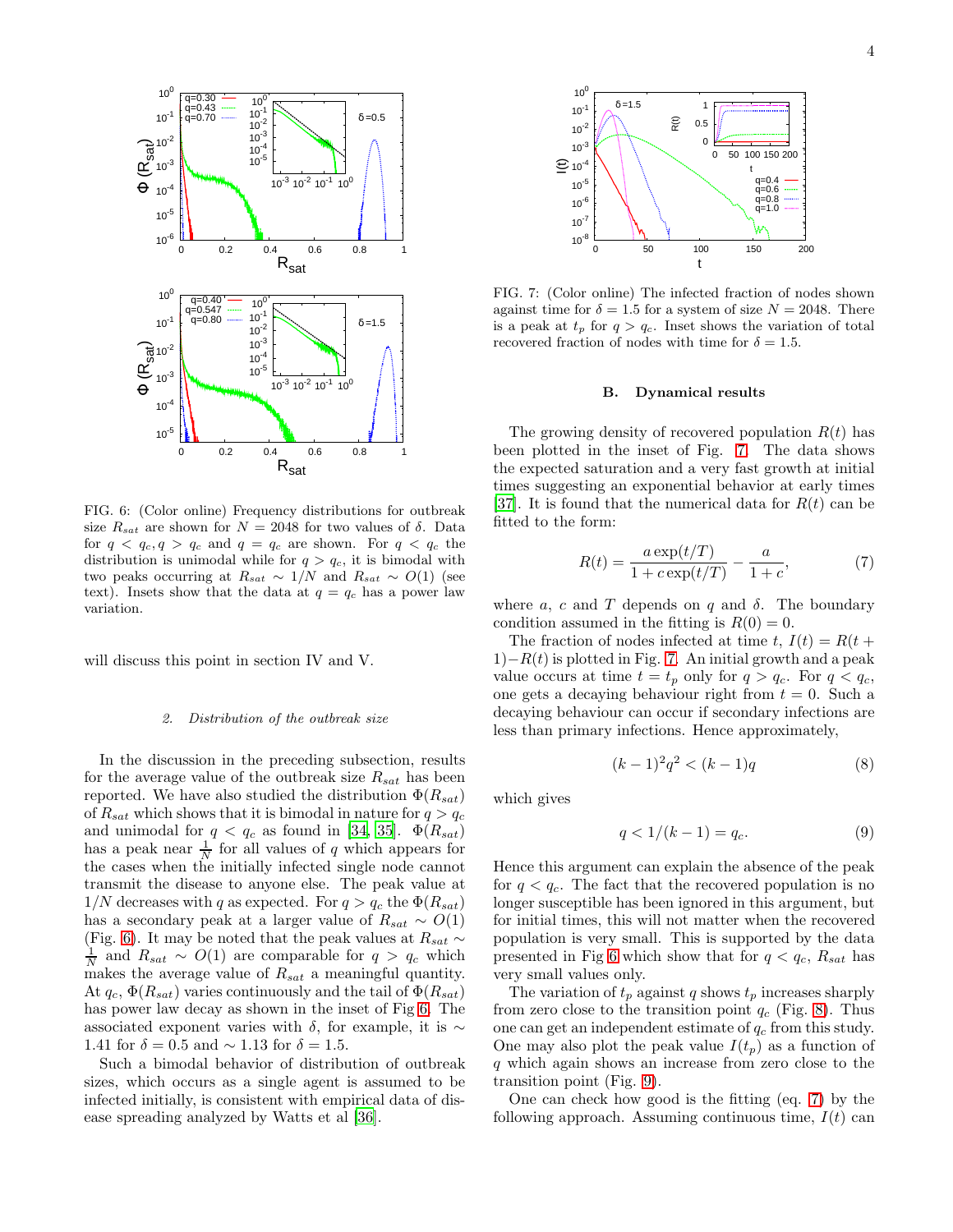FIG. 6: (Color online) Frequency distributions for outbreak size $R_{sat}$ are shown for $N = 2048$ for two values of $\delta$. Data for $q < q_c, q > q_c$ and $q = q_c$ are shown. For $q < q_c$ the distribution is unimodal while for $q > q_c$, it is bimodal with two peaks occurring at $R_{sat} \sim 1/N$ and $R_{sat} \sim O(1)$ (see text). Insets show that the data at $q = q_c$ has a power law variation.

will discuss this point in section IV and V.

#### 2. Distribution of the outbreak size

In the discussion in the preceding subsection, results for the average value of the outbreak size $R_{sat}$ has been reported. We have also studied the distribution $\Phi(R_{sat})$ of $R_{sat}$ which shows that it is bimodal in nature for $q > q_c$ and unimodal for $q < q_c$ as found in [34, 35]. $\Phi(R_{sat})$ has a peak near $\frac{1}{N}$ for all values of $q$ which appears for the cases when the initially infected single node cannot transmit the disease to anyone else. The peak value at $1/N$ decreases with $q$ as expected. For $q > q_c$ the $\Phi(R_{sat})$ has a secondary peak at a larger value of $R_{sat} \sim O(1)$ (Fig. 6). It may be noted that the peak values at $R_{sat} \sim \frac{1}{N}$ and $R_{sat} \sim O(1)$ are comparable for $q > q_c$ which makes the average value of $R_{sat}$ a meaningful quantity. At $q_c$, $\Phi(R_{sat})$ varies continuously and the tail of $\Phi(R_{sat})$ has power law decay as shown in the inset of Fig 6. The associated exponent varies with $\delta$, for example, it is $\sim 1.41$ for $\delta = 0.5$ and $\sim 1.13$ for $\delta = 1.5$.

Such a bimodal behavior of distribution of outbreak sizes, which occurs as a single agent is assumed to be infected initially, is consistent with empirical data of disease spreading analyzed by Watts et al [36].

FIG. 7: (Color online) The infected fraction of nodes shown against time for $\delta = 1.5$ for a system of size $N = 2048$. There is a peak at $t_p$ for $q > q_c$. Inset shows the variation of total recovered fraction of nodes with time for $\delta = 1.5$.

### B. Dynamical results

The growing density of recovered population $R(t)$ has been plotted in the inset of Fig. 7. The data shows the expected saturation and a very fast growth at initial times suggesting an exponential behavior at early times [37]. It is found that the numerical data for $R(t)$ can be fitted to the form:

$$R(t) = \frac{a\exp(t/T)}{1 + c\exp(t/T)} - \frac{a}{1+c}, \tag{7}$$

where $a$, $c$ and $T$ depends on $q$ and $\delta$. The boundary condition assumed in the fitting is $R(0) = 0$.

The fraction of nodes infected at time $t$, $I(t) = R(t+1) - R(t)$ is plotted in Fig. 7. An initial growth and a peak value occurs at time $t = t_p$ only for $q > q_c$. For $q < q_c$, one gets a decaying behaviour right from $t = 0$. Such a decaying behaviour can occur if secondary infections are less than primary infections. Hence approximately,

$$(k-1)^2 q^2 < (k-1)q \tag{8}$$

which gives

$$q < 1/(k-1) = q_c. \tag{9}$$

Hence this argument can explain the absence of the peak for $q < q_c$. The fact that the recovered population is no longer susceptible has been ignored in this argument, but for initial times, this will not matter when the recovered population is very small. This is supported by the data presented in Fig 6 which show that for $q < q_c$, $R_{sat}$ has very small values only.

The variation of $t_p$ against $q$ shows $t_p$ increases sharply from zero close to the transition point $q_c$ (Fig. 8). Thus one can get an independent estimate of $q_c$ from this study. One may also plot the peak value $I(t_p)$ as a function of $q$ which again shows an increase from zero close to the transition point (Fig. 9).

One can check how good is the fitting (eq. 7) by the following approach. Assuming continuous time, $I(t)$ can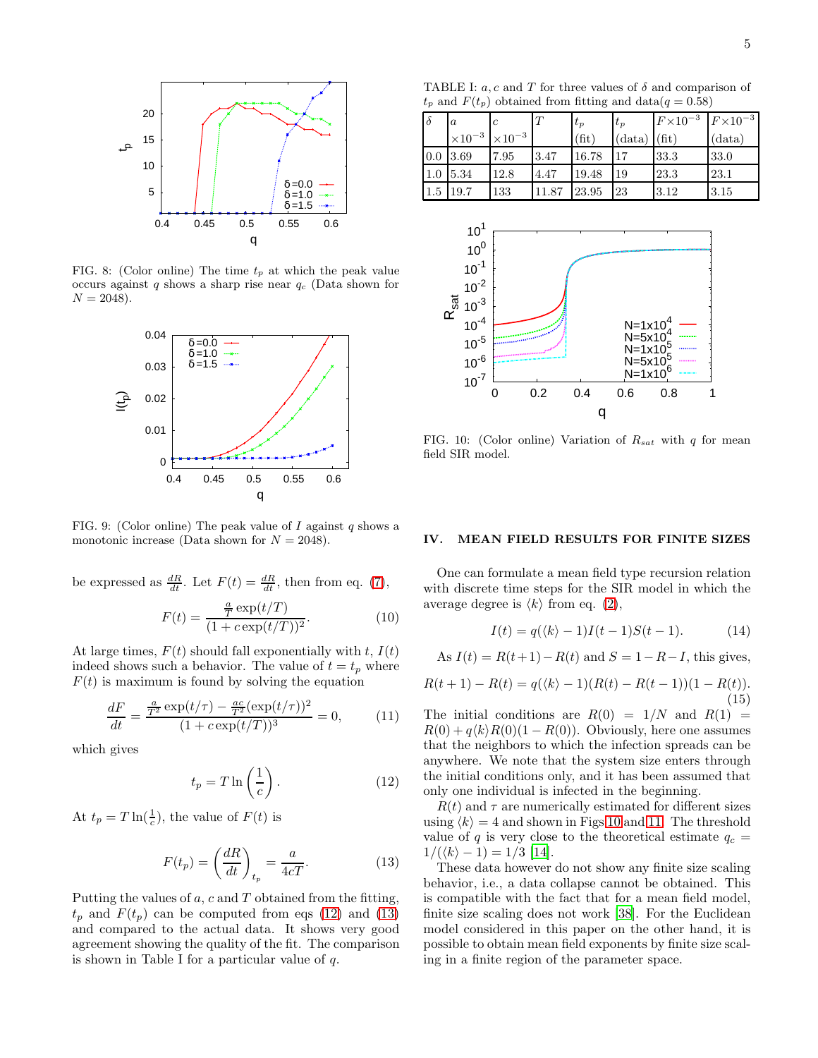FIG. 8: (Color online) The time $t_p$ at which the peak value occurs against $q$ shows a sharp rise near $q_c$ (Data shown for $N = 2048$).

FIG. 9: (Color online) The peak value of $I$ against $q$ shows a monotonic increase (Data shown for $N = 2048$).

be expressed as $\frac{dR}{dt}$. Let $F(t) = \frac{dR}{dt}$, then from eq. (7),

$$F(t) = \frac{\frac{a}{T}\exp(t/T)}{(1 + c\exp(t/T))^2}. \qquad (10)$$

At large times, $F(t)$ should fall exponentially with $t$, $I(t)$ indeed shows such a behavior. The value of $t = t_p$ where $F(t)$ is maximum is found by solving the equation

$$\frac{dF}{dt} = \frac{\frac{a}{T^2}\exp(t/\tau) - \frac{ac}{T^2}(\exp(t/\tau))^2}{(1 + c\exp(t/T))^3} = 0, \qquad (11)$$

which gives

$$t_p = T\ln\left(\frac{1}{c}\right). \qquad (12)$$

At $t_p = T\ln(\frac{1}{c})$, the value of $F(t)$ is

$$F(t_p) = \left(\frac{dR}{dt}\right)_{t_p} = \frac{a}{4cT}. \qquad (13)$$

Putting the values of $a$, $c$ and $T$ obtained from the fitting, $t_p$ and $F(t_p)$ can be computed from eqs (12) and (13) and compared to the actual data. It shows very good agreement showing the quality of the fit. The comparison is shown in Table I for a particular value of $q$.

TABLE I: $a, c$ and $T$ for three values of $\delta$ and comparison of $t_p$ and $F(t_p)$ obtained from fitting and data($q = 0.58$)

| $\delta$ | $a$ $\times 10^{-3}$ | $c$ $\times 10^{-3}$ | $T$ | $t_p$ (fit) | $t_p$ (data) | $F \times 10^{-3}$ (fit) | $F \times 10^{-3}$ (data) |
|---|---|---|---|---|---|---|---|
| 0.0 | 3.69 | 7.95 | 3.47 | 16.78 | 17 | 33.3 | 33.0 |
| 1.0 | 5.34 | 12.8 | 4.47 | 19.48 | 19 | 23.3 | 23.1 |
| 1.5 | 19.7 | 133 | 11.87 | 23.95 | 23 | 3.12 | 3.15 |

FIG. 10: (Color online) Variation of $R_{sat}$ with $q$ for mean field SIR model.

## IV. MEAN FIELD RESULTS FOR FINITE SIZES

One can formulate a mean field type recursion relation with discrete time steps for the SIR model in which the average degree is $\langle k \rangle$ from eq. (2),

$$I(t) = q(\langle k \rangle - 1)I(t-1)S(t-1). \qquad (14)$$

As $I(t) = R(t+1) - R(t)$ and $S = 1 - R - I$, this gives,

$$R(t+1) - R(t) = q(\langle k \rangle - 1)(R(t) - R(t-1))(1 - R(t)). \qquad (15)$$

The initial conditions are $R(0) = 1/N$ and $R(1) = R(0) + q\langle k \rangle R(0)(1 - R(0))$. Obviously, here one assumes that the neighbors to which the infection spreads can be anywhere. We note that the system size enters through the initial conditions only, and it has been assumed that only one individual is infected in the beginning.

$R(t)$ and $\tau$ are numerically estimated for different sizes using $\langle k \rangle = 4$ and shown in Figs 10 and 11. The threshold value of $q$ is very close to the theoretical estimate $q_c = 1/(\langle k \rangle - 1) = 1/3$ [14].

These data however do not show any finite size scaling behavior, i.e., a data collapse cannot be obtained. This is compatible with the fact that for a mean field model, finite size scaling does not work [38]. For the Euclidean model considered in this paper on the other hand, it is possible to obtain mean field exponents by finite size scaling in a finite region of the parameter space.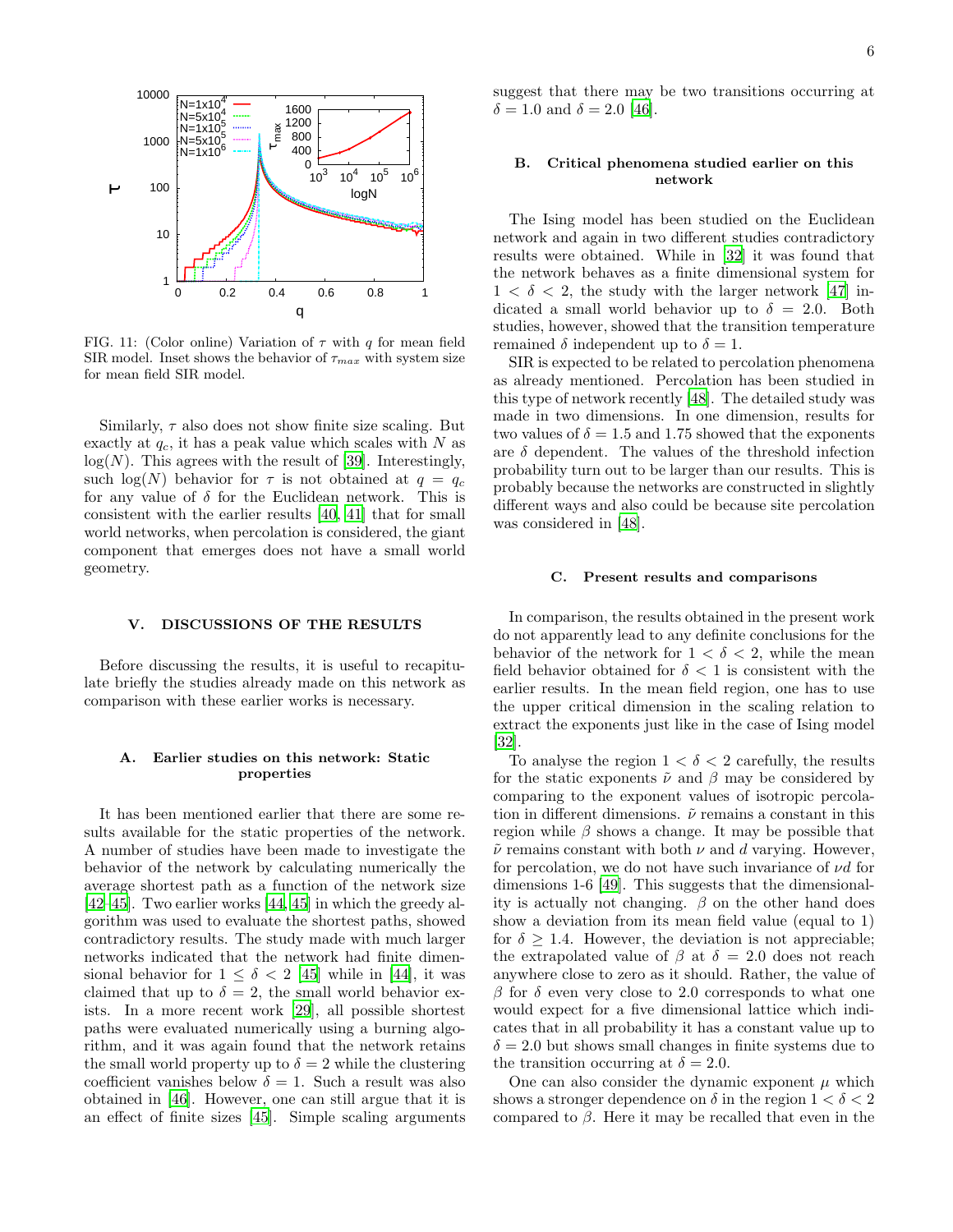FIG. 11: (Color online) Variation of $\tau$ with $q$ for mean field SIR model. Inset shows the behavior of $\tau_{max}$ with system size for mean field SIR model.

Similarly, $\tau$ also does not show finite size scaling. But exactly at $q_c$, it has a peak value which scales with $N$ as $\log(N)$. This agrees with the result of [39]. Interestingly, such $\log(N)$ behavior for $\tau$ is not obtained at $q = q_c$ for any value of $\delta$ for the Euclidean network. This is consistent with the earlier results [40, 41] that for small world networks, when percolation is considered, the giant component that emerges does not have a small world geometry.

## V. DISCUSSIONS OF THE RESULTS

Before discussing the results, it is useful to recapitulate briefly the studies already made on this network as comparison with these earlier works is necessary.

### A. Earlier studies on this network: Static properties

It has been mentioned earlier that there are some results available for the static properties of the network. A number of studies have been made to investigate the behavior of the network by calculating numerically the average shortest path as a function of the network size [42–45]. Two earlier works [44, 45] in which the greedy algorithm was used to evaluate the shortest paths, showed contradictory results. The study made with much larger networks indicated that the network had finite dimensional behavior for $1 \leq \delta < 2$ [45] while in [44], it was claimed that up to $\delta = 2$, the small world behavior exists. In a more recent work [29], all possible shortest paths were evaluated numerically using a burning algorithm, and it was again found that the network retains the small world property up to $\delta = 2$ while the clustering coefficient vanishes below $\delta = 1$. Such a result was also obtained in [46]. However, one can still argue that it is an effect of finite sizes [45]. Simple scaling arguments suggest that there may be two transitions occurring at $\delta = 1.0$ and $\delta = 2.0$ [46].

### B. Critical phenomena studied earlier on this network

The Ising model has been studied on the Euclidean network and again in two different studies contradictory results were obtained. While in [32] it was found that the network behaves as a finite dimensional system for $1 < \delta < 2$, the study with the larger network [47] indicated a small world behavior up to $\delta = 2.0$. Both studies, however, showed that the transition temperature remained $\delta$ independent up to $\delta = 1$.

SIR is expected to be related to percolation phenomena as already mentioned. Percolation has been studied in this type of network recently [48]. The detailed study was made in two dimensions. In one dimension, results for two values of $\delta = 1.5$ and 1.75 showed that the exponents are $\delta$ dependent. The values of the threshold infection probability turn out to be larger than our results. This is probably because the networks are constructed in slightly different ways and also could be because site percolation was considered in [48].

### C. Present results and comparisons

In comparison, the results obtained in the present work do not apparently lead to any definite conclusions for the behavior of the network for $1 < \delta < 2$, while the mean field behavior obtained for $\delta < 1$ is consistent with the earlier results. In the mean field region, one has to use the upper critical dimension in the scaling relation to extract the exponents just like in the case of Ising model [32].

To analyse the region $1 < \delta < 2$ carefully, the results for the static exponents $\tilde{\nu}$ and $\beta$ may be considered by comparing to the exponent values of isotropic percolation in different dimensions. $\tilde{\nu}$ remains a constant in this region while $\beta$ shows a change. It may be possible that $\tilde{\nu}$ remains constant with both $\nu$ and $d$ varying. However, for percolation, we do not have such invariance of $\nu d$ for dimensions 1-6 [49]. This suggests that the dimensionality is actually not changing. $\beta$ on the other hand does show a deviation from its mean field value (equal to 1) for $\delta \geq 1.4$. However, the deviation is not appreciable; the extrapolated value of $\beta$ at $\delta = 2.0$ does not reach anywhere close to zero as it should. Rather, the value of $\beta$ for $\delta$ even very close to 2.0 corresponds to what one would expect for a five dimensional lattice which indicates that in all probability it has a constant value up to $\delta = 2.0$ but shows small changes in finite systems due to the transition occurring at $\delta = 2.0$.

One can also consider the dynamic exponent $\mu$ which shows a stronger dependence on $\delta$ in the region $1 < \delta < 2$ compared to $\beta$. Here it may be recalled that even in the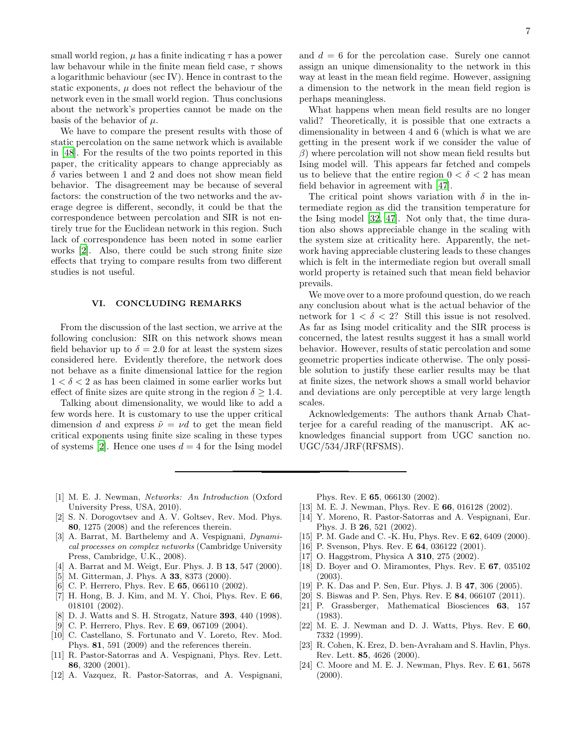small world region, $\mu$ has a finite indicating $\tau$ has a power law behaviour while in the finite mean field case, $\tau$ shows a logarithmic behaviour (sec IV). Hence in contrast to the static exponents, $\mu$ does not reflect the behaviour of the network even in the small world region. Thus conclusions about the network's properties cannot be made on the basis of the behavior of $\mu$.

We have to compare the present results with those of static percolation on the same network which is available in [48]. For the results of the two points reported in this paper, the criticality appears to change appreciably as $\delta$ varies between 1 and 2 and does not show mean field behavior. The disagreement may be because of several factors: the construction of the two networks and the average degree is different, secondly, it could be that the correspondence between percolation and SIR is not entirely true for the Euclidean network in this region. Such lack of correspondence has been noted in some earlier works [2]. Also, there could be such strong finite size effects that trying to compare results from two different studies is not useful.

## VI. CONCLUDING REMARKS

From the discussion of the last section, we arrive at the following conclusion: SIR on this network shows mean field behavior up to $\delta = 2.0$ for at least the system sizes considered here. Evidently therefore, the network does not behave as a finite dimensional lattice for the region $1 < \delta < 2$ as has been claimed in some earlier works but effect of finite sizes are quite strong in the region $\delta \geq 1.4$.

Talking about dimensionality, we would like to add a few words here. It is customary to use the upper critical dimension $d$ and express $\tilde{\nu} = \nu d$ to get the mean field critical exponents using finite size scaling in these types of systems [2]. Hence one uses $d = 4$ for the Ising model and $d = 6$ for the percolation case. Surely one cannot assign an unique dimensionality to the network in this way at least in the mean field regime. However, assigning a dimension to the network in the mean field region is perhaps meaningless.

What happens when mean field results are no longer valid? Theoretically, it is possible that one extracts a dimensionality in between 4 and 6 (which is what we are getting in the present work if we consider the value of $\beta$) where percolation will not show mean field results but Ising model will. This appears far fetched and compels us to believe that the entire region $0 < \delta < 2$ has mean field behavior in agreement with [47].

The critical point shows variation with $\delta$ in the intermediate region as did the transition temperature for the Ising model [32, 47]. Not only that, the time duration also shows appreciable change in the scaling with the system size at criticality here. Apparently, the network having appreciable clustering leads to these changes which is felt in the intermediate region but overall small world property is retained such that mean field behavior prevails.

We move over to a more profound question, do we reach any conclusion about what is the actual behavior of the network for $1 < \delta < 2$? Still this issue is not resolved. As far as Ising model criticality and the SIR process is concerned, the latest results suggest it has a small world behavior. However, results of static percolation and some geometric properties indicate otherwise. The only possible solution to justify these earlier results may be that at finite sizes, the network shows a small world behavior and deviations are only perceptible at very large length scales.

Acknowledgements: The authors thank Arnab Chatterjee for a careful reading of the manuscript. AK acknowledges financial support from UGC sanction no. UGC/534/JRF(RFSMS).

---

[1] M. E. J. Newman, *Networks: An Introduction* (Oxford University Press, USA, 2010).

[2] S. N. Dorogovtsev and A. V. Goltsev, Rev. Mod. Phys. **80**, 1275 (2008) and the references therein.

[3] A. Barrat, M. Barthelemy and A. Vespignani, *Dynamical processes on complex networks* (Cambridge University Press, Cambridge, U.K., 2008).

[4] A. Barrat and M. Weigt, Eur. Phys. J. B **13**, 547 (2000).

[5] M. Gitterman, J. Phys. A **33**, 8373 (2000).

[6] C. P. Herrero, Phys. Rev. E **65**, 066110 (2002).

[7] H. Hong, B. J. Kim, and M. Y. Choi, Phys. Rev. E **66**, 018101 (2002).

[8] D. J. Watts and S. H. Strogatz, Nature **393**, 440 (1998).

[9] C. P. Herrero, Phys. Rev. E **69**, 067109 (2004).

[10] C. Castellano, S. Fortunato and V. Loreto, Rev. Mod. Phys. **81**, 591 (2009) and the references therein.

[11] R. Pastor-Satorras and A. Vespignani, Phys. Rev. Lett. **86**, 3200 (2001).

[12] A. Vazquez, R. Pastor-Satorras, and A. Vespignani, Phys. Rev. E **65**, 066130 (2002).

[13] M. E. J. Newman, Phys. Rev. E **66**, 016128 (2002).

[14] Y. Moreno, R. Pastor-Satorras and A. Vespignani, Eur. Phys. J. B **26**, 521 (2002).

[15] P. M. Gade and C. -K. Hu, Phys. Rev. E **62**, 6409 (2000).

[16] P. Svenson, Phys. Rev. E **64**, 036122 (2001).

[17] O. Haggstrom, Physica A **310**, 275 (2002).

[18] D. Boyer and O. Miramontes, Phys. Rev. E **67**, 035102 (2003).

[19] P. K. Das and P. Sen, Eur. Phys. J. B **47**, 306 (2005).

[20] S. Biswas and P. Sen, Phys. Rev. E **84**, 066107 (2011).

[21] P. Grassberger, Mathematical Biosciences **63**, 157 (1983).

[22] M. E. J. Newman and D. J. Watts, Phys. Rev. E **60**, 7332 (1999).

[23] R. Cohen, K. Erez, D. ben-Avraham and S. Havlin, Phys. Rev. Lett. **85**, 4626 (2000).

[24] C. Moore and M. E. J. Newman, Phys. Rev. E **61**, 5678 (2000).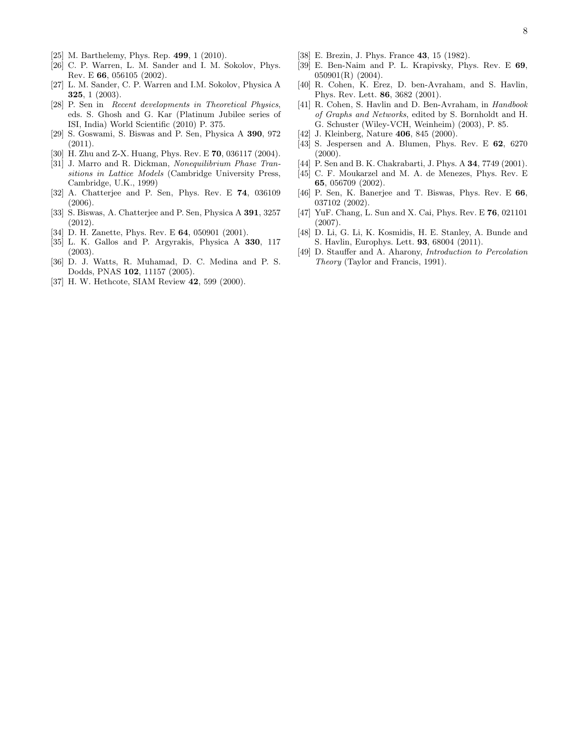[25] M. Barthelemy, Phys. Rep. **499**, 1 (2010).

[26] C. P. Warren, L. M. Sander and I. M. Sokolov, Phys. Rev. E **66**, 056105 (2002).

[27] L. M. Sander, C. P. Warren and I.M. Sokolov, Physica A **325**, 1 (2003).

[28] P. Sen in *Recent developments in Theoretical Physics*, eds. S. Ghosh and G. Kar (Platinum Jubilee series of ISI, India) World Scientific (2010) P. 375.

[29] S. Goswami, S. Biswas and P. Sen, Physica A **390**, 972 (2011).

[30] H. Zhu and Z-X. Huang, Phys. Rev. E **70**, 036117 (2004).

[31] J. Marro and R. Dickman, *Nonequilibrium Phase Transitions in Lattice Models* (Cambridge University Press, Cambridge, U.K., 1999)

[32] A. Chatterjee and P. Sen, Phys. Rev. E **74**, 036109 (2006).

[33] S. Biswas, A. Chatterjee and P. Sen, Physica A **391**, 3257 (2012).

[34] D. H. Zanette, Phys. Rev. E **64**, 050901 (2001).

[35] L. K. Gallos and P. Argyrakis, Physica A **330**, 117 (2003).

[36] D. J. Watts, R. Muhamad, D. C. Medina and P. S. Dodds, PNAS **102**, 11157 (2005).

[37] H. W. Hethcote, SIAM Review **42**, 599 (2000).

[38] E. Brezin, J. Phys. France **43**, 15 (1982).

[39] E. Ben-Naim and P. L. Krapivsky, Phys. Rev. E **69**, 050901(R) (2004).

[40] R. Cohen, K. Erez, D. ben-Avraham, and S. Havlin, Phys. Rev. Lett. **86**, 3682 (2001).

[41] R. Cohen, S. Havlin and D. Ben-Avraham, in *Handbook of Graphs and Networks*, edited by S. Bornholdt and H. G. Schuster (Wiley-VCH, Weinheim) (2003), P. 85.

[42] J. Kleinberg, Nature **406**, 845 (2000).

[43] S. Jespersen and A. Blumen, Phys. Rev. E **62**, 6270 (2000).

[44] P. Sen and B. K. Chakrabarti, J. Phys. A **34**, 7749 (2001).

[45] C. F. Moukarzel and M. A. de Menezes, Phys. Rev. E **65**, 056709 (2002).

[46] P. Sen, K. Banerjee and T. Biswas, Phys. Rev. E **66**, 037102 (2002).

[47] YuF. Chang, L. Sun and X. Cai, Phys. Rev. E **76**, 021101 (2007).

[48] D. Li, G. Li, K. Kosmidis, H. E. Stanley, A. Bunde and S. Havlin, Europhys. Lett. **93**, 68004 (2011).

[49] D. Stauffer and A. Aharony, *Introduction to Percolation Theory* (Taylor and Francis, 1991).